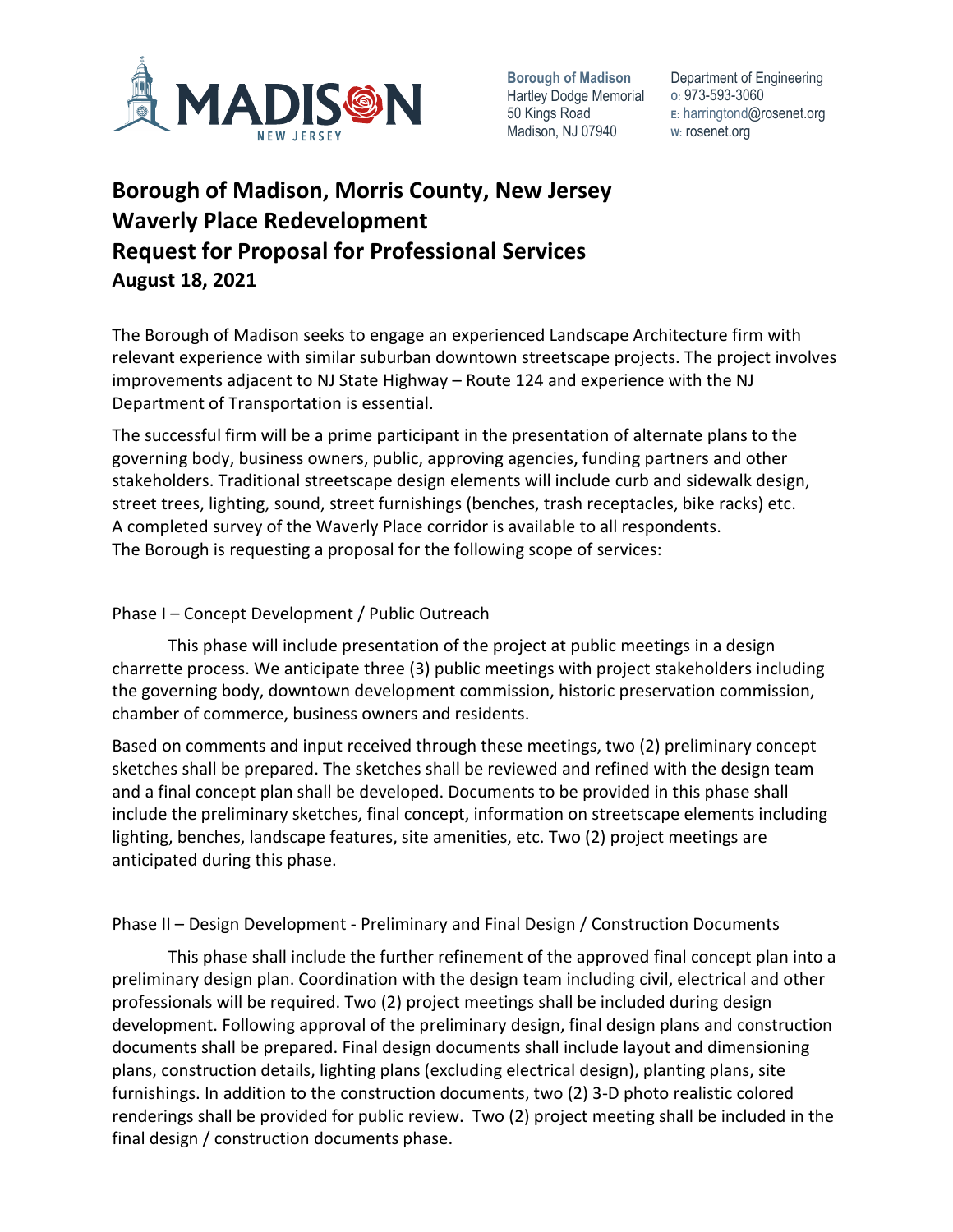Borough of Madison
Hartley Dodge Memorial
50 Kings Road
Madison, NJ 07940

Department of Engineering
o: 973-593-3060
e: harringtond@rosenet.org
w: rosenet.org

# Borough of Madison, Morris County, New Jersey
# Waverly Place Redevelopment
# Request for Proposal for Professional Services
**August 18, 2021**

The Borough of Madison seeks to engage an experienced Landscape Architecture firm with relevant experience with similar suburban downtown streetscape projects. The project involves improvements adjacent to NJ State Highway – Route 124 and experience with the NJ Department of Transportation is essential.

The successful firm will be a prime participant in the presentation of alternate plans to the governing body, business owners, public, approving agencies, funding partners and other stakeholders. Traditional streetscape design elements will include curb and sidewalk design, street trees, lighting, sound, street furnishings (benches, trash receptacles, bike racks) etc. A completed survey of the Waverly Place corridor is available to all respondents. The Borough is requesting a proposal for the following scope of services:

## Phase I – Concept Development / Public Outreach

This phase will include presentation of the project at public meetings in a design charrette process. We anticipate three (3) public meetings with project stakeholders including the governing body, downtown development commission, historic preservation commission, chamber of commerce, business owners and residents.

Based on comments and input received through these meetings, two (2) preliminary concept sketches shall be prepared. The sketches shall be reviewed and refined with the design team and a final concept plan shall be developed. Documents to be provided in this phase shall include the preliminary sketches, final concept, information on streetscape elements including lighting, benches, landscape features, site amenities, etc. Two (2) project meetings are anticipated during this phase.

## Phase II – Design Development - Preliminary and Final Design / Construction Documents

This phase shall include the further refinement of the approved final concept plan into a preliminary design plan. Coordination with the design team including civil, electrical and other professionals will be required. Two (2) project meetings shall be included during design development. Following approval of the preliminary design, final design plans and construction documents shall be prepared. Final design documents shall include layout and dimensioning plans, construction details, lighting plans (excluding electrical design), planting plans, site furnishings. In addition to the construction documents, two (2) 3-D photo realistic colored renderings shall be provided for public review. Two (2) project meeting shall be included in the final design / construction documents phase.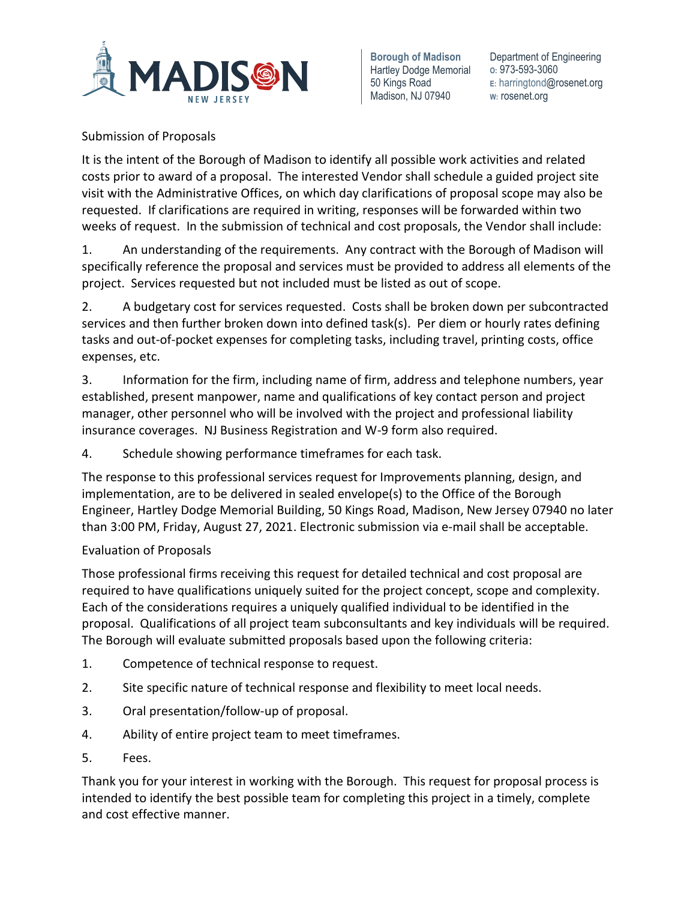**MADISON** NEW JERSEY

**Borough of Madison**
Hartley Dodge Memorial
50 Kings Road
Madison, NJ 07940

Department of Engineering
O: 973-593-3060
E: harringtond@rosenet.org
W: rosenet.org

Submission of Proposals

It is the intent of the Borough of Madison to identify all possible work activities and related costs prior to award of a proposal. The interested Vendor shall schedule a guided project site visit with the Administrative Offices, on which day clarifications of proposal scope may also be requested. If clarifications are required in writing, responses will be forwarded within two weeks of request. In the submission of technical and cost proposals, the Vendor shall include:

1. An understanding of the requirements. Any contract with the Borough of Madison will specifically reference the proposal and services must be provided to address all elements of the project. Services requested but not included must be listed as out of scope.

2. A budgetary cost for services requested. Costs shall be broken down per subcontracted services and then further broken down into defined task(s). Per diem or hourly rates defining tasks and out-of-pocket expenses for completing tasks, including travel, printing costs, office expenses, etc.

3. Information for the firm, including name of firm, address and telephone numbers, year established, present manpower, name and qualifications of key contact person and project manager, other personnel who will be involved with the project and professional liability insurance coverages. NJ Business Registration and W-9 form also required.

4. Schedule showing performance timeframes for each task.

The response to this professional services request for Improvements planning, design, and implementation, are to be delivered in sealed envelope(s) to the Office of the Borough Engineer, Hartley Dodge Memorial Building, 50 Kings Road, Madison, New Jersey 07940 no later than 3:00 PM, Friday, August 27, 2021. Electronic submission via e-mail shall be acceptable.

Evaluation of Proposals

Those professional firms receiving this request for detailed technical and cost proposal are required to have qualifications uniquely suited for the project concept, scope and complexity. Each of the considerations requires a uniquely qualified individual to be identified in the proposal. Qualifications of all project team subconsultants and key individuals will be required. The Borough will evaluate submitted proposals based upon the following criteria:

1. Competence of technical response to request.
2. Site specific nature of technical response and flexibility to meet local needs.
3. Oral presentation/follow-up of proposal.
4. Ability of entire project team to meet timeframes.
5. Fees.

Thank you for your interest in working with the Borough. This request for proposal process is intended to identify the best possible team for completing this project in a timely, complete and cost effective manner.